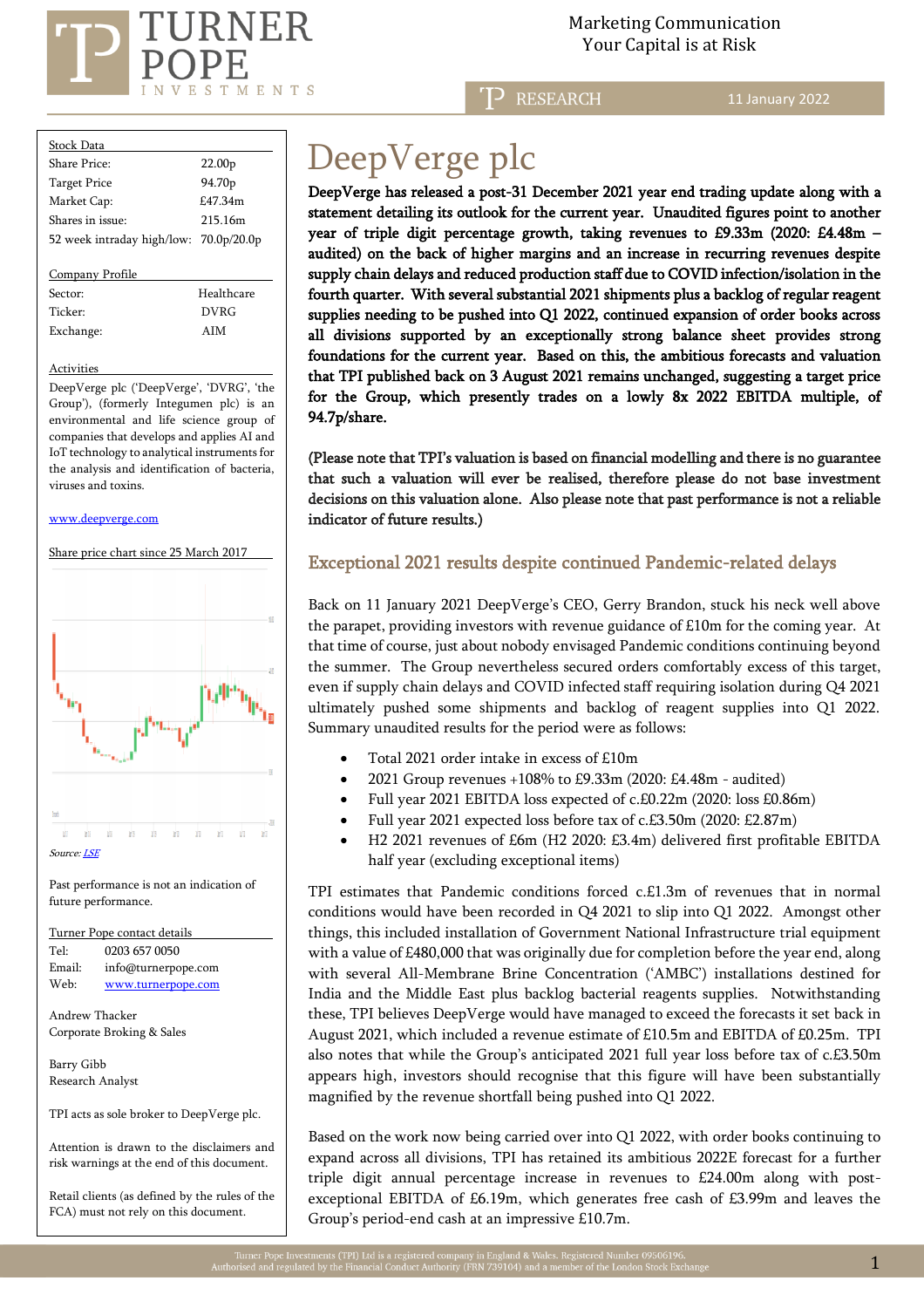Marketing Communication
Your Capital is at Risk

RESEARCH 11 January 2022

| Stock Data | |
|---|---|
| Share Price: | 22.00p |
| Target Price | 94.70p |
| Market Cap: | £47.34m |
| Shares in issue: | 215.16m |
| 52 week intraday high/low: | 70.0p/20.0p |

| Company Profile | |
|---|---|
| Sector: | Healthcare |
| Ticker: | DVRG |
| Exchange: | AIM |

**Activities**

DeepVerge plc ('DeepVerge', 'DVRG', 'the Group'), (formerly Integumen plc) is an environmental and life science group of companies that develops and applies AI and IoT technology to analytical instruments for the analysis and identification of bacteria, viruses and toxins.

www.deepverge.com

Share price chart since 25 March 2017

Source: LSE

Past performance is not an indication of future performance.

**Turner Pope contact details**

Tel: 0203 657 0050
Email: info@turnerpope.com
Web: www.turnerpope.com

Andrew Thacker
Corporate Broking & Sales

Barry Gibb
Research Analyst

TPI acts as sole broker to DeepVerge plc.

Attention is drawn to the disclaimers and risk warnings at the end of this document.

Retail clients (as defined by the rules of the FCA) must not rely on this document.

# DeepVerge plc

**DeepVerge has released a post-31 December 2021 year end trading update along with a statement detailing its outlook for the current year. Unaudited figures point to another year of triple digit percentage growth, taking revenues to £9.33m (2020: £4.48m – audited) on the back of higher margins and an increase in recurring revenues despite supply chain delays and reduced production staff due to COVID infection/isolation in the fourth quarter. With several substantial 2021 shipments plus a backlog of regular reagent supplies needing to be pushed into Q1 2022, continued expansion of order books across all divisions supported by an exceptionally strong balance sheet provides strong foundations for the current year. Based on this, the ambitious forecasts and valuation that TPI published back on 3 August 2021 remains unchanged, suggesting a target price for the Group, which presently trades on a lowly 8x 2022 EBITDA multiple, of 94.7p/share.**

**(Please note that TPI's valuation is based on financial modelling and there is no guarantee that such a valuation will ever be realised, therefore please do not base investment decisions on this valuation alone. Also please note that past performance is not a reliable indicator of future results.)**

## Exceptional 2021 results despite continued Pandemic-related delays

Back on 11 January 2021 DeepVerge's CEO, Gerry Brandon, stuck his neck well above the parapet, providing investors with revenue guidance of £10m for the coming year. At that time of course, just about nobody envisaged Pandemic conditions continuing beyond the summer. The Group nevertheless secured orders comfortably excess of this target, even if supply chain delays and COVID infected staff requiring isolation during Q4 2021 ultimately pushed some shipments and backlog of reagent supplies into Q1 2022. Summary unaudited results for the period were as follows:

- Total 2021 order intake in excess of £10m
- 2021 Group revenues +108% to £9.33m (2020: £4.48m - audited)
- Full year 2021 EBITDA loss expected of c.£0.22m (2020: loss £0.86m)
- Full year 2021 expected loss before tax of c.£3.50m (2020: £2.87m)
- H2 2021 revenues of £6m (H2 2020: £3.4m) delivered first profitable EBITDA half year (excluding exceptional items)

TPI estimates that Pandemic conditions forced c.£1.3m of revenues that in normal conditions would have been recorded in Q4 2021 to slip into Q1 2022. Amongst other things, this included installation of Government National Infrastructure trial equipment with a value of £480,000 that was originally due for completion before the year end, along with several All-Membrane Brine Concentration ('AMBC') installations destined for India and the Middle East plus backlog bacterial reagents supplies. Notwithstanding these, TPI believes DeepVerge would have managed to exceed the forecasts it set back in August 2021, which included a revenue estimate of £10.5m and EBITDA of £0.25m. TPI also notes that while the Group's anticipated 2021 full year loss before tax of c.£3.50m appears high, investors should recognise that this figure will have been substantially magnified by the revenue shortfall being pushed into Q1 2022.

Based on the work now being carried over into Q1 2022, with order books continuing to expand across all divisions, TPI has retained its ambitious 2022E forecast for a further triple digit annual percentage increase in revenues to £24.00m along with post-exceptional EBITDA of £6.19m, which generates free cash of £3.99m and leaves the Group's period-end cash at an impressive £10.7m.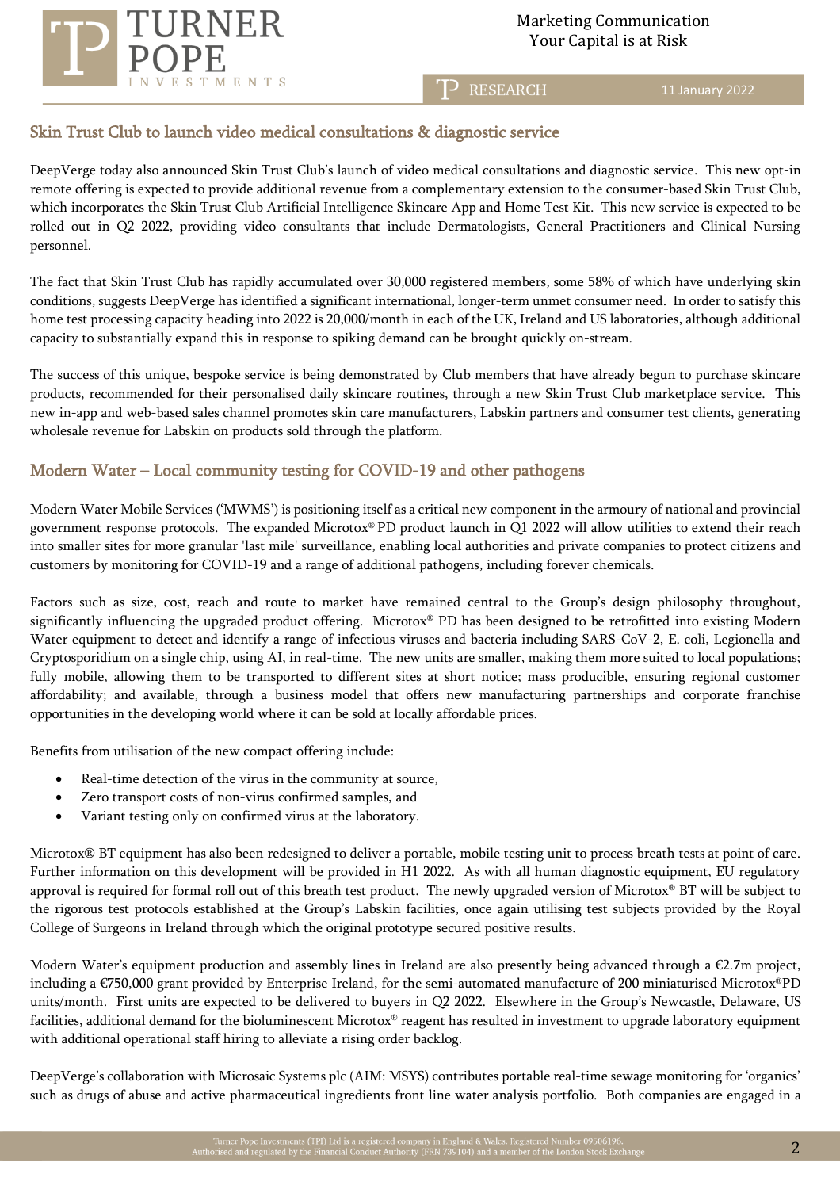## Skin Trust Club to launch video medical consultations & diagnostic service

DeepVerge today also announced Skin Trust Club's launch of video medical consultations and diagnostic service. This new opt-in remote offering is expected to provide additional revenue from a complementary extension to the consumer-based Skin Trust Club, which incorporates the Skin Trust Club Artificial Intelligence Skincare App and Home Test Kit. This new service is expected to be rolled out in Q2 2022, providing video consultants that include Dermatologists, General Practitioners and Clinical Nursing personnel.

The fact that Skin Trust Club has rapidly accumulated over 30,000 registered members, some 58% of which have underlying skin conditions, suggests DeepVerge has identified a significant international, longer-term unmet consumer need. In order to satisfy this home test processing capacity heading into 2022 is 20,000/month in each of the UK, Ireland and US laboratories, although additional capacity to substantially expand this in response to spiking demand can be brought quickly on-stream.

The success of this unique, bespoke service is being demonstrated by Club members that have already begun to purchase skincare products, recommended for their personalised daily skincare routines, through a new Skin Trust Club marketplace service. This new in-app and web-based sales channel promotes skin care manufacturers, Labskin partners and consumer test clients, generating wholesale revenue for Labskin on products sold through the platform.

## Modern Water – Local community testing for COVID-19 and other pathogens

Modern Water Mobile Services ('MWMS') is positioning itself as a critical new component in the armoury of national and provincial government response protocols. The expanded Microtox® PD product launch in Q1 2022 will allow utilities to extend their reach into smaller sites for more granular 'last mile' surveillance, enabling local authorities and private companies to protect citizens and customers by monitoring for COVID-19 and a range of additional pathogens, including forever chemicals.

Factors such as size, cost, reach and route to market have remained central to the Group's design philosophy throughout, significantly influencing the upgraded product offering. Microtox® PD has been designed to be retrofitted into existing Modern Water equipment to detect and identify a range of infectious viruses and bacteria including SARS-CoV-2, E. coli, Legionella and Cryptosporidium on a single chip, using AI, in real-time. The new units are smaller, making them more suited to local populations; fully mobile, allowing them to be transported to different sites at short notice; mass producible, ensuring regional customer affordability; and available, through a business model that offers new manufacturing partnerships and corporate franchise opportunities in the developing world where it can be sold at locally affordable prices.

Benefits from utilisation of the new compact offering include:

- Real-time detection of the virus in the community at source,
- Zero transport costs of non-virus confirmed samples, and
- Variant testing only on confirmed virus at the laboratory.

Microtox® BT equipment has also been redesigned to deliver a portable, mobile testing unit to process breath tests at point of care. Further information on this development will be provided in H1 2022. As with all human diagnostic equipment, EU regulatory approval is required for formal roll out of this breath test product. The newly upgraded version of Microtox® BT will be subject to the rigorous test protocols established at the Group's Labskin facilities, once again utilising test subjects provided by the Royal College of Surgeons in Ireland through which the original prototype secured positive results.

Modern Water's equipment production and assembly lines in Ireland are also presently being advanced through a €2.7m project, including a €750,000 grant provided by Enterprise Ireland, for the semi-automated manufacture of 200 miniaturised Microtox®PD units/month. First units are expected to be delivered to buyers in Q2 2022. Elsewhere in the Group's Newcastle, Delaware, US facilities, additional demand for the bioluminescent Microtox® reagent has resulted in investment to upgrade laboratory equipment with additional operational staff hiring to alleviate a rising order backlog.

DeepVerge's collaboration with Microsaic Systems plc (AIM: MSYS) contributes portable real-time sewage monitoring for 'organics' such as drugs of abuse and active pharmaceutical ingredients front line water analysis portfolio. Both companies are engaged in a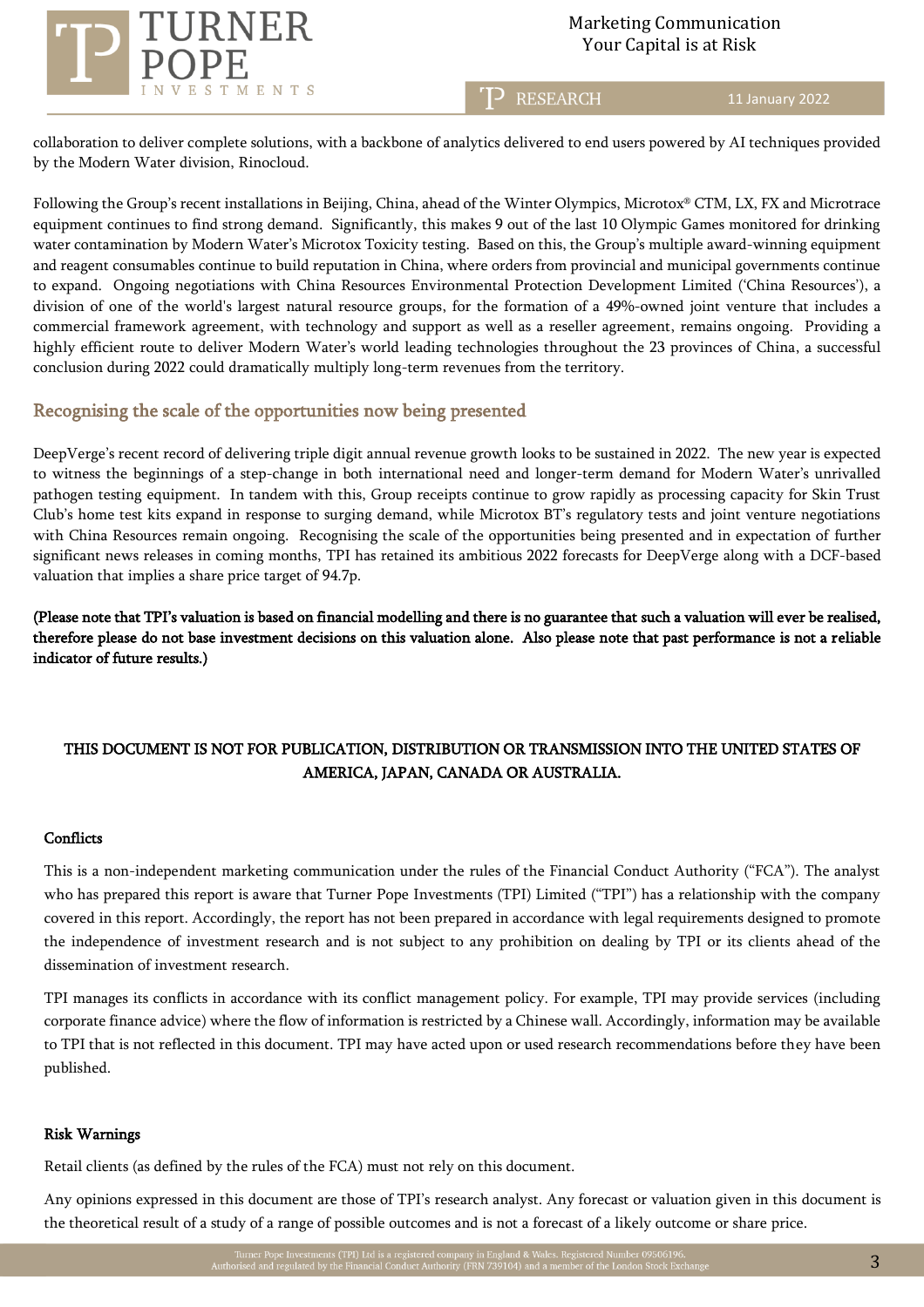collaboration to deliver complete solutions, with a backbone of analytics delivered to end users powered by AI techniques provided by the Modern Water division, Rinocloud.

Following the Group's recent installations in Beijing, China, ahead of the Winter Olympics, Microtox® CTM, LX, FX and Microtrace equipment continues to find strong demand. Significantly, this makes 9 out of the last 10 Olympic Games monitored for drinking water contamination by Modern Water's Microtox Toxicity testing. Based on this, the Group's multiple award-winning equipment and reagent consumables continue to build reputation in China, where orders from provincial and municipal governments continue to expand. Ongoing negotiations with China Resources Environmental Protection Development Limited ('China Resources'), a division of one of the world's largest natural resource groups, for the formation of a 49%-owned joint venture that includes a commercial framework agreement, with technology and support as well as a reseller agreement, remains ongoing. Providing a highly efficient route to deliver Modern Water's world leading technologies throughout the 23 provinces of China, a successful conclusion during 2022 could dramatically multiply long-term revenues from the territory.

## Recognising the scale of the opportunities now being presented

DeepVerge's recent record of delivering triple digit annual revenue growth looks to be sustained in 2022. The new year is expected to witness the beginnings of a step-change in both international need and longer-term demand for Modern Water's unrivalled pathogen testing equipment. In tandem with this, Group receipts continue to grow rapidly as processing capacity for Skin Trust Club's home test kits expand in response to surging demand, while Microtox BT's regulatory tests and joint venture negotiations with China Resources remain ongoing. Recognising the scale of the opportunities being presented and in expectation of further significant news releases in coming months, TPI has retained its ambitious 2022 forecasts for DeepVerge along with a DCF-based valuation that implies a share price target of 94.7p.

**(Please note that TPI's valuation is based on financial modelling and there is no guarantee that such a valuation will ever be realised, therefore please do not base investment decisions on this valuation alone. Also please note that past performance is not a reliable indicator of future results.)**

**THIS DOCUMENT IS NOT FOR PUBLICATION, DISTRIBUTION OR TRANSMISSION INTO THE UNITED STATES OF AMERICA, JAPAN, CANADA OR AUSTRALIA.**

**Conflicts**

This is a non-independent marketing communication under the rules of the Financial Conduct Authority ("FCA"). The analyst who has prepared this report is aware that Turner Pope Investments (TPI) Limited ("TPI") has a relationship with the company covered in this report. Accordingly, the report has not been prepared in accordance with legal requirements designed to promote the independence of investment research and is not subject to any prohibition on dealing by TPI or its clients ahead of the dissemination of investment research.

TPI manages its conflicts in accordance with its conflict management policy. For example, TPI may provide services (including corporate finance advice) where the flow of information is restricted by a Chinese wall. Accordingly, information may be available to TPI that is not reflected in this document. TPI may have acted upon or used research recommendations before they have been published.

**Risk Warnings**

Retail clients (as defined by the rules of the FCA) must not rely on this document.

Any opinions expressed in this document are those of TPI's research analyst. Any forecast or valuation given in this document is the theoretical result of a study of a range of possible outcomes and is not a forecast of a likely outcome or share price.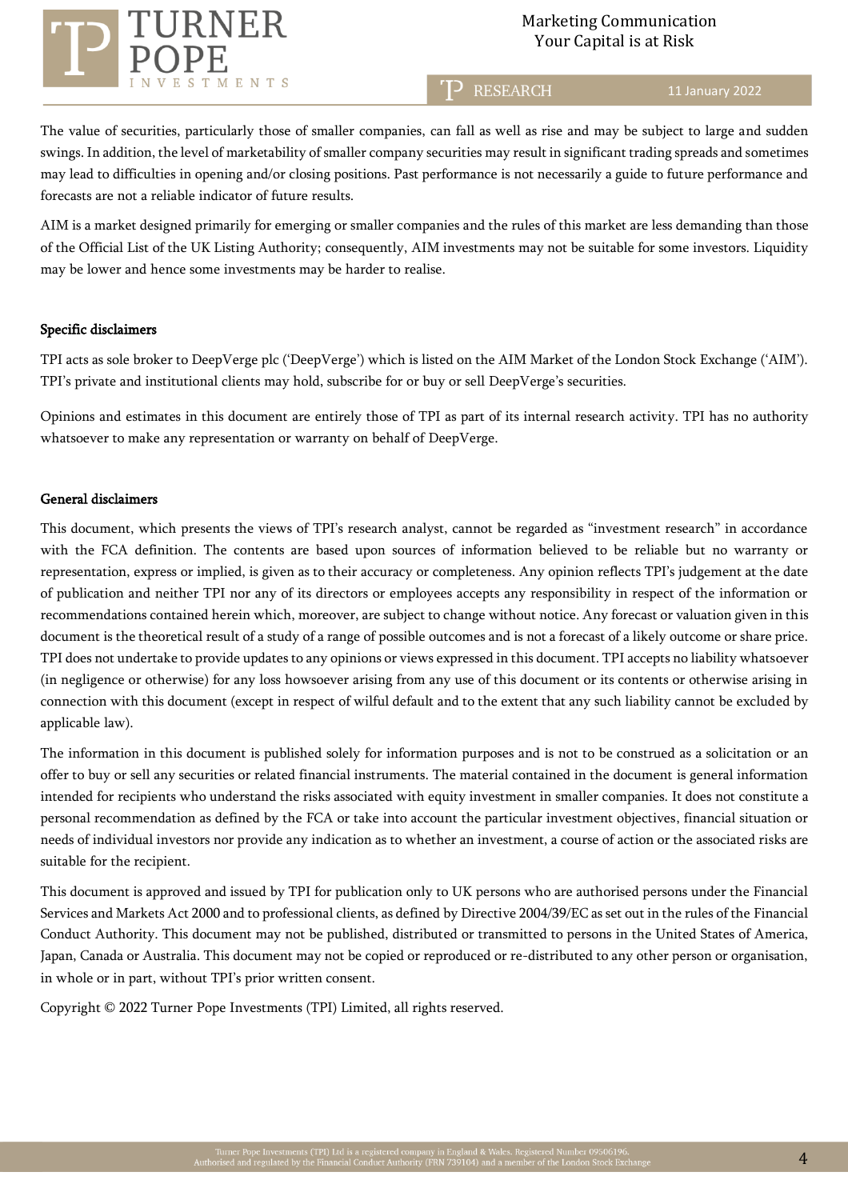The value of securities, particularly those of smaller companies, can fall as well as rise and may be subject to large and sudden swings. In addition, the level of marketability of smaller company securities may result in significant trading spreads and sometimes may lead to difficulties in opening and/or closing positions. Past performance is not necessarily a guide to future performance and forecasts are not a reliable indicator of future results.

AIM is a market designed primarily for emerging or smaller companies and the rules of this market are less demanding than those of the Official List of the UK Listing Authority; consequently, AIM investments may not be suitable for some investors. Liquidity may be lower and hence some investments may be harder to realise.

**Specific disclaimers**

TPI acts as sole broker to DeepVerge plc ('DeepVerge') which is listed on the AIM Market of the London Stock Exchange ('AIM'). TPI's private and institutional clients may hold, subscribe for or buy or sell DeepVerge's securities.

Opinions and estimates in this document are entirely those of TPI as part of its internal research activity. TPI has no authority whatsoever to make any representation or warranty on behalf of DeepVerge.

**General disclaimers**

This document, which presents the views of TPI's research analyst, cannot be regarded as "investment research" in accordance with the FCA definition. The contents are based upon sources of information believed to be reliable but no warranty or representation, express or implied, is given as to their accuracy or completeness. Any opinion reflects TPI's judgement at the date of publication and neither TPI nor any of its directors or employees accepts any responsibility in respect of the information or recommendations contained herein which, moreover, are subject to change without notice. Any forecast or valuation given in this document is the theoretical result of a study of a range of possible outcomes and is not a forecast of a likely outcome or share price. TPI does not undertake to provide updates to any opinions or views expressed in this document. TPI accepts no liability whatsoever (in negligence or otherwise) for any loss howsoever arising from any use of this document or its contents or otherwise arising in connection with this document (except in respect of wilful default and to the extent that any such liability cannot be excluded by applicable law).

The information in this document is published solely for information purposes and is not to be construed as a solicitation or an offer to buy or sell any securities or related financial instruments. The material contained in the document is general information intended for recipients who understand the risks associated with equity investment in smaller companies. It does not constitute a personal recommendation as defined by the FCA or take into account the particular investment objectives, financial situation or needs of individual investors nor provide any indication as to whether an investment, a course of action or the associated risks are suitable for the recipient.

This document is approved and issued by TPI for publication only to UK persons who are authorised persons under the Financial Services and Markets Act 2000 and to professional clients, as defined by Directive 2004/39/EC as set out in the rules of the Financial Conduct Authority. This document may not be published, distributed or transmitted to persons in the United States of America, Japan, Canada or Australia. This document may not be copied or reproduced or re-distributed to any other person or organisation, in whole or in part, without TPI's prior written consent.

Copyright © 2022 Turner Pope Investments (TPI) Limited, all rights reserved.